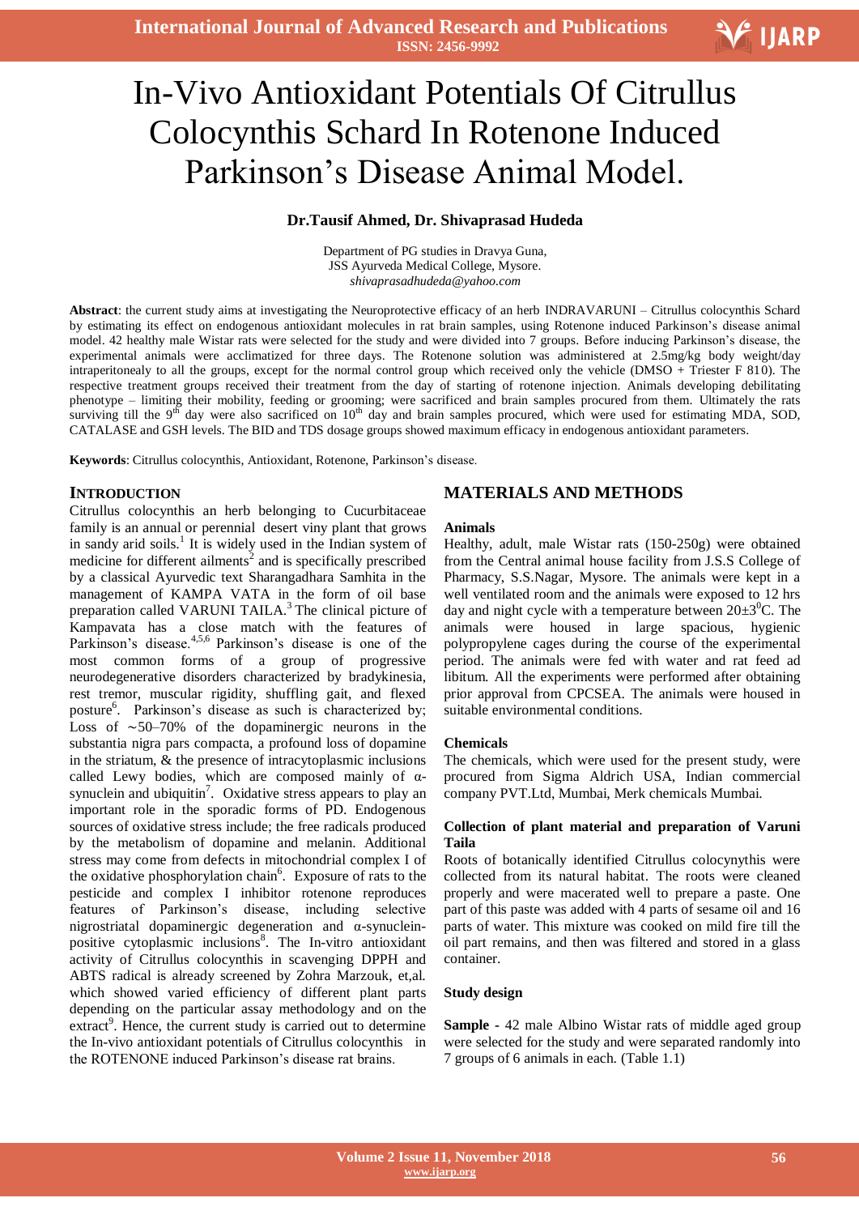# In-Vivo Antioxidant Potentials Of Citrullus Colocynthis Schard In Rotenone Induced Parkinson's Disease Animal Model.

**Dr.Tausif Ahmed, Dr. Shivaprasad Hudeda**

Department of PG studies in Dravya Guna,
JSS Ayurveda Medical College, Mysore.
*shivaprasadhudeda@yahoo.com*

**Abstract**: the current study aims at investigating the Neuroprotective efficacy of an herb INDRAVARUNI – Citrullus colocynthis Schard by estimating its effect on endogenous antioxidant molecules in rat brain samples, using Rotenone induced Parkinson's disease animal model. 42 healthy male Wistar rats were selected for the study and were divided into 7 groups. Before inducing Parkinson's disease, the experimental animals were acclimatized for three days. The Rotenone solution was administered at 2.5mg/kg body weight/day intraperitonealy to all the groups, except for the normal control group which received only the vehicle (DMSO + Triester F 810). The respective treatment groups received their treatment from the day of starting of rotenone injection. Animals developing debilitating phenotype – limiting their mobility, feeding or grooming; were sacrificed and brain samples procured from them. Ultimately the rats surviving till the 9$^{th}$ day were also sacrificed on 10$^{th}$ day and brain samples procured, which were used for estimating MDA, SOD, CATALASE and GSH levels. The BID and TDS dosage groups showed maximum efficacy in endogenous antioxidant parameters.

**Keywords**: Citrullus colocynthis, Antioxidant, Rotenone, Parkinson's disease.

## INTRODUCTION

Citrullus colocynthis an herb belonging to Cucurbitaceae family is an annual or perennial desert viny plant that grows in sandy arid soils.[1] It is widely used in the Indian system of medicine for different ailments[2] and is specifically prescribed by a classical Ayurvedic text Sharangadhara Samhita in the management of KAMPA VATA in the form of oil base preparation called VARUNI TAILA.[3] The clinical picture of Kampavata has a close match with the features of Parkinson's disease.[4,5,6] Parkinson's disease is one of the most common forms of a group of progressive neurodegenerative disorders characterized by bradykinesia, rest tremor, muscular rigidity, shuffling gait, and flexed posture[6]. Parkinson's disease as such is characterized by; Loss of ∼50–70% of the dopaminergic neurons in the substantia nigra pars compacta, a profound loss of dopamine in the striatum, & the presence of intracytoplasmic inclusions called Lewy bodies, which are composed mainly of α-synuclein and ubiquitin[7]. Oxidative stress appears to play an important role in the sporadic forms of PD. Endogenous sources of oxidative stress include; the free radicals produced by the metabolism of dopamine and melanin. Additional stress may come from defects in mitochondrial complex I of the oxidative phosphorylation chain[6]. Exposure of rats to the pesticide and complex I inhibitor rotenone reproduces features of Parkinson's disease, including selective nigrostriatal dopaminergic degeneration and α-synuclein-positive cytoplasmic inclusions[8]. The In-vitro antioxidant activity of Citrullus colocynthis in scavenging DPPH and ABTS radical is already screened by Zohra Marzouk, et,al. which showed varied efficiency of different plant parts depending on the particular assay methodology and on the extract[9]. Hence, the current study is carried out to determine the In-vivo antioxidant potentials of Citrullus colocynthis in the ROTENONE induced Parkinson's disease rat brains.

## MATERIALS AND METHODS

### Animals

Healthy, adult, male Wistar rats (150-250g) were obtained from the Central animal house facility from J.S.S College of Pharmacy, S.S.Nagar, Mysore. The animals were kept in a well ventilated room and the animals were exposed to 12 hrs day and night cycle with a temperature between 20±3$^{0}$C. The animals were housed in large spacious, hygienic polypropylene cages during the course of the experimental period. The animals were fed with water and rat feed ad libitum. All the experiments were performed after obtaining prior approval from CPCSEA. The animals were housed in suitable environmental conditions.

### Chemicals

The chemicals, which were used for the present study, were procured from Sigma Aldrich USA, Indian commercial company PVT.Ltd, Mumbai, Merk chemicals Mumbai.

### Collection of plant material and preparation of Varuni Taila

Roots of botanically identified Citrullus colocynythis were collected from its natural habitat. The roots were cleaned properly and were macerated well to prepare a paste. One part of this paste was added with 4 parts of sesame oil and 16 parts of water. This mixture was cooked on mild fire till the oil part remains, and then was filtered and stored in a glass container.

### Study design

**Sample** - 42 male Albino Wistar rats of middle aged group were selected for the study and were separated randomly into 7 groups of 6 animals in each. (Table 1.1)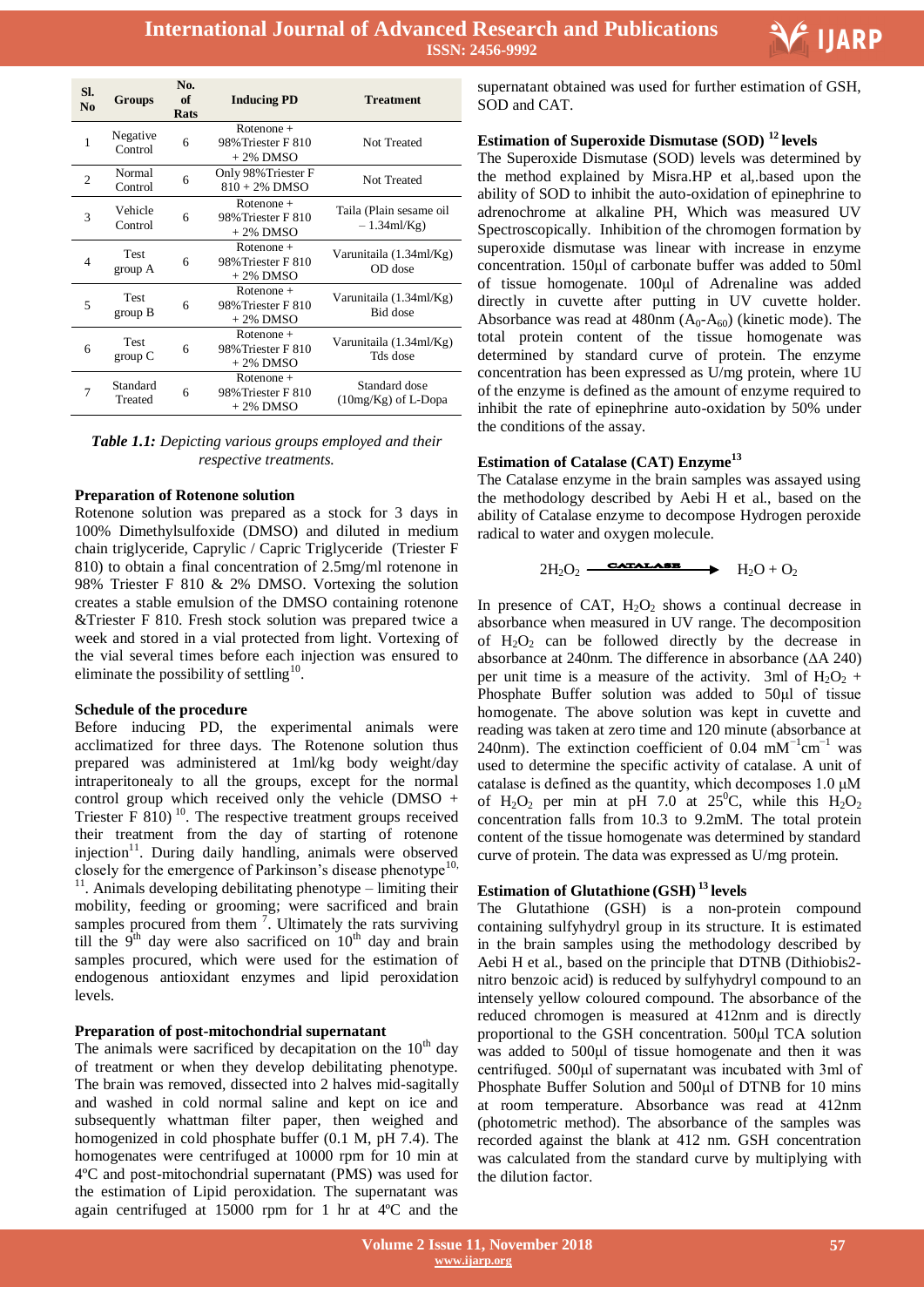| Sl. No | Groups | No. of Rats | Inducing PD | Treatment |
|---|---|---|---|---|
| 1 | Negative Control | 6 | Rotenone + 98%Triester F 810 + 2% DMSO | Not Treated |
| 2 | Normal Control | 6 | Only 98%Triester F 810 + 2% DMSO | Not Treated |
| 3 | Vehicle Control | 6 | Rotenone + 98%Triester F 810 + 2% DMSO | Taila (Plain sesame oil – 1.34ml/Kg) |
| 4 | Test group A | 6 | Rotenone + 98%Triester F 810 + 2% DMSO | Varunitaila (1.34ml/Kg) OD dose |
| 5 | Test group B | 6 | Rotenone + 98%Triester F 810 + 2% DMSO | Varunitaila (1.34ml/Kg) Bid dose |
| 6 | Test group C | 6 | Rotenone + 98%Triester F 810 + 2% DMSO | Varunitaila (1.34ml/Kg) Tds dose |
| 7 | Standard Treated | 6 | Rotenone + 98%Triester F 810 + 2% DMSO | Standard dose (10mg/Kg) of L-Dopa |

***Table 1.1:*** *Depicting various groups employed and their respective treatments.*

**Preparation of Rotenone solution**

Rotenone solution was prepared as a stock for 3 days in 100% Dimethylsulfoxide (DMSO) and diluted in medium chain triglyceride, Caprylic / Capric Triglyceride (Triester F 810) to obtain a final concentration of 2.5mg/ml rotenone in 98% Triester F 810 & 2% DMSO. Vortexing the solution creates a stable emulsion of the DMSO containing rotenone &Triester F 810. Fresh stock solution was prepared twice a week and stored in a vial protected from light. Vortexing of the vial several times before each injection was ensured to eliminate the possibility of settling[10].

**Schedule of the procedure**

Before inducing PD, the experimental animals were acclimatized for three days. The Rotenone solution thus prepared was administered at 1ml/kg body weight/day intraperitonealy to all the groups, except for the normal control group which received only the vehicle (DMSO + Triester F 810) [10]. The respective treatment groups received their treatment from the day of starting of rotenone injection[11]. During daily handling, animals were observed closely for the emergence of Parkinson's disease phenotype[10, 11]. Animals developing debilitating phenotype – limiting their mobility, feeding or grooming; were sacrificed and brain samples procured from them [7]. Ultimately the rats surviving till the 9th day were also sacrificed on 10th day and brain samples procured, which were used for the estimation of endogenous antioxidant enzymes and lipid peroxidation levels.

**Preparation of post-mitochondrial supernatant**

The animals were sacrificed by decapitation on the 10th day of treatment or when they develop debilitating phenotype. The brain was removed, dissected into 2 halves mid-sagittally and washed in cold normal saline and kept on ice and subsequently whattman filter paper, then weighed and homogenized in cold phosphate buffer (0.1 M, pH 7.4). The homogenates were centrifuged at 10000 rpm for 10 min at 4ºC and post-mitochondrial supernatant (PMS) was used for the estimation of Lipid peroxidation. The supernatant was again centrifuged at 15000 rpm for 1 hr at 4ºC and the supernatant obtained was used for further estimation of GSH, SOD and CAT.

**Estimation of Superoxide Dismutase (SOD) [12] levels**

The Superoxide Dismutase (SOD) levels was determined by the method explained by Misra.HP et al,.based upon the ability of SOD to inhibit the auto-oxidation of epinephrine to adrenochrome at alkaline PH, Which was measured UV Spectroscopically. Inhibition of the chromogen formation by superoxide dismutase was linear with increase in enzyme concentration. 150µl of carbonate buffer was added to 50ml of tissue homogenate. 100µl of Adrenaline was added directly in cuvette after putting in UV cuvette holder. Absorbance was read at 480nm ($A_0$-$A_{60}$) (kinetic mode). The total protein content of the tissue homogenate was determined by standard curve of protein. The enzyme concentration has been expressed as U/mg protein, where 1U of the enzyme is defined as the amount of enzyme required to inhibit the rate of epinephrine auto-oxidation by 50% under the conditions of the assay.

**Estimation of Catalase (CAT) Enzyme[13]**

The Catalase enzyme in the brain samples was assayed using the methodology described by Aebi H et al., based on the ability of Catalase enzyme to decompose Hydrogen peroxide radical to water and oxygen molecule.

$$2H_2O_2 \xrightarrow{\text{CATALASE}} H_2O + O_2$$

In presence of CAT, $H_2O_2$ shows a continual decrease in absorbance when measured in UV range. The decomposition of $H_2O_2$ can be followed directly by the decrease in absorbance at 240nm. The difference in absorbance ($\Delta$A 240) per unit time is a measure of the activity. 3ml of $H_2O_2$ + Phosphate Buffer solution was added to 50µl of tissue homogenate. The above solution was kept in cuvette and reading was taken at zero time and 120 minute (absorbance at 240nm). The extinction coefficient of 0.04 $mM^{-1}cm^{-1}$ was used to determine the specific activity of catalase. A unit of catalase is defined as the quantity, which decomposes 1.0 µM of $H_2O_2$ per min at pH 7.0 at 25$^0$C, while this $H_2O_2$ concentration falls from 10.3 to 9.2mM. The total protein content of the tissue homogenate was determined by standard curve of protein. The data was expressed as U/mg protein.

**Estimation of Glutathione (GSH) [13] levels**

The Glutathione (GSH) is a non-protein compound containing sulfyhydryl group in its structure. It is estimated in the brain samples using the methodology described by Aebi H et al., based on the principle that DTNB (Dithiobis2-nitro benzoic acid) is reduced by sulfyhydryl compound to an intensely yellow coloured compound. The absorbance of the reduced chromogen is measured at 412nm and is directly proportional to the GSH concentration. 500µl TCA solution was added to 500µl of tissue homogenate and then it was centrifuged. 500µl of supernatant was incubated with 3ml of Phosphate Buffer Solution and 500µl of DTNB for 10 mins at room temperature. Absorbance was read at 412nm (photometric method). The absorbance of the samples was recorded against the blank at 412 nm. GSH concentration was calculated from the standard curve by multiplying with the dilution factor.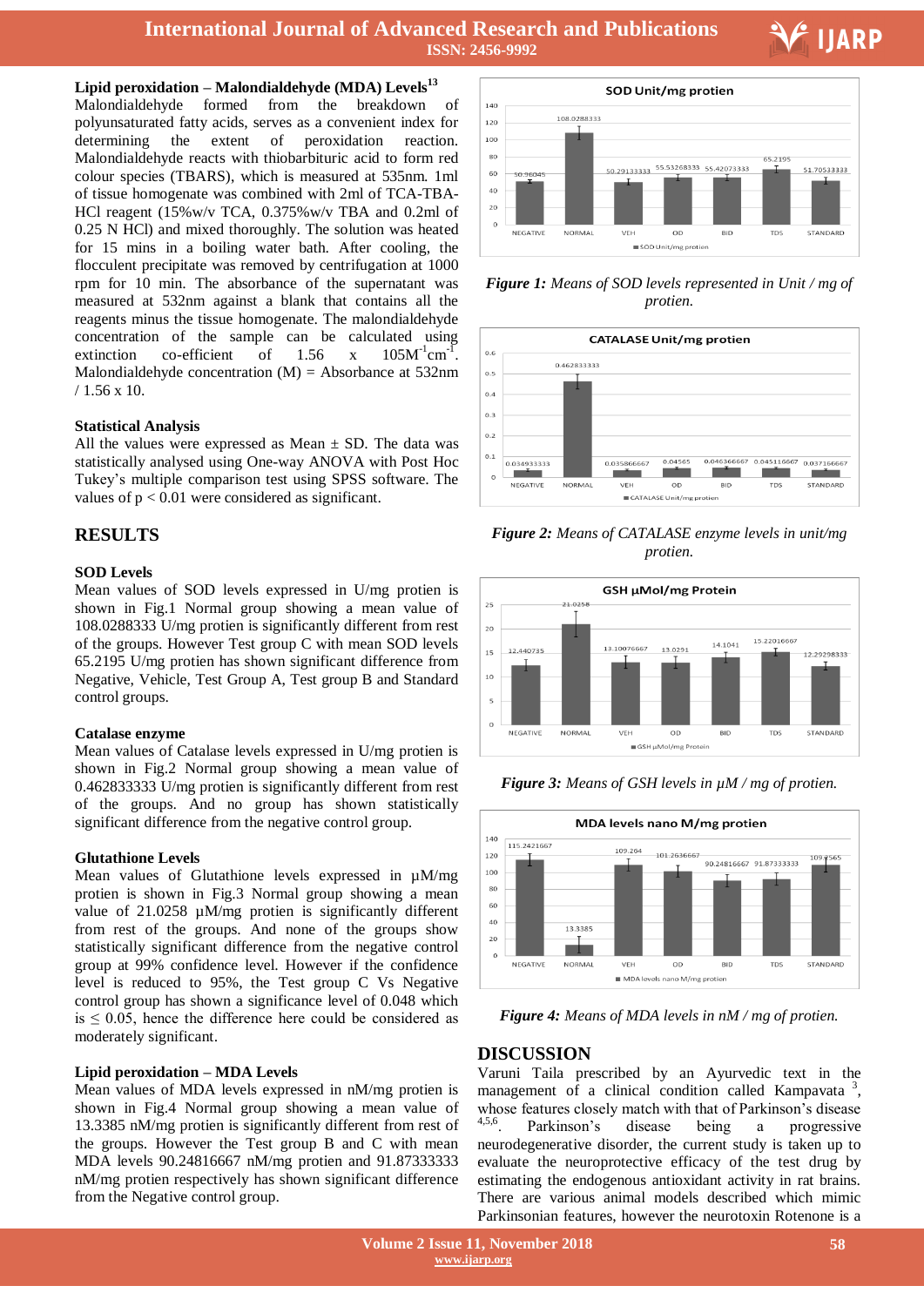### Lipid peroxidation – Malondialdehyde (MDA) Levels[13]

Malondialdehyde formed from the breakdown of polyunsaturated fatty acids, serves as a convenient index for determining the extent of peroxidation reaction. Malondialdehyde reacts with thiobarbituric acid to form red colour species (TBARS), which is measured at 535nm. 1ml of tissue homogenate was combined with 2ml of TCA-TBA-HCl reagent (15%w/v TCA, 0.375%w/v TBA and 0.2ml of 0.25 N HCl) and mixed thoroughly. The solution was heated for 15 mins in a boiling water bath. After cooling, the flocculent precipitate was removed by centrifugation at 1000 rpm for 10 min. The absorbance of the supernatant was measured at 532nm against a blank that contains all the reagents minus the tissue homogenate. The malondialdehyde concentration of the sample can be calculated using extinction co-efficient of 1.56 x $105M^{-1}cm^{-1}$. Malondialdehyde concentration (M) = Absorbance at 532nm / 1.56 x 10.

### Statistical Analysis

All the values were expressed as Mean ± SD. The data was statistically analysed using One-way ANOVA with Post Hoc Tukey's multiple comparison test using SPSS software. The values of $p < 0.01$ were considered as significant.

## RESULTS

### SOD Levels

Mean values of SOD levels expressed in U/mg protien is shown in Fig.1 Normal group showing a mean value of 108.0288333 U/mg protien is significantly different from rest of the groups. However Test group C with mean SOD levels 65.2195 U/mg protien has shown significant difference from Negative, Vehicle, Test Group A, Test group B and Standard control groups.

### Catalase enzyme

Mean values of Catalase levels expressed in U/mg protien is shown in Fig.2 Normal group showing a mean value of 0.462833333 U/mg protien is significantly different from rest of the groups. And no group has shown statistically significant difference from the negative control group.

### Glutathione Levels

Mean values of Glutathione levels expressed in µM/mg protien is shown in Fig.3 Normal group showing a mean value of 21.0258 µM/mg protien is significantly different from rest of the groups. And none of the groups show statistically significant difference from the negative control group at 99% confidence level. However if the confidence level is reduced to 95%, the Test group C Vs Negative control group has shown a significance level of 0.048 which is ≤ 0.05, hence the difference here could be considered as moderately significant.

### Lipid peroxidation – MDA Levels

Mean values of MDA levels expressed in nM/mg protien is shown in Fig.4 Normal group showing a mean value of 13.3385 nM/mg protien is significantly different from rest of the groups. However the Test group B and C with mean MDA levels 90.24816667 nM/mg protien and 91.87333333 nM/mg protien respectively has shown significant difference from the Negative control group.

*Figure 1: Means of SOD levels represented in Unit / mg of protien.*

*Figure 2: Means of CATALASE enzyme levels in unit/mg protien.*

*Figure 3: Means of GSH levels in µM / mg of protien.*

*Figure 4: Means of MDA levels in nM / mg of protien.*

## DISCUSSION

Varuni Taila prescribed by an Ayurvedic text in the management of a clinical condition called Kampavata [3], whose features closely match with that of Parkinson's disease [4,5,6]. Parkinson's disease being a progressive neurodegenerative disorder, the current study is taken up to evaluate the neuroprotective efficacy of the test drug by estimating the endogenous antioxidant activity in rat brains. There are various animal models described which mimic Parkinsonian features, however the neurotoxin Rotenone is a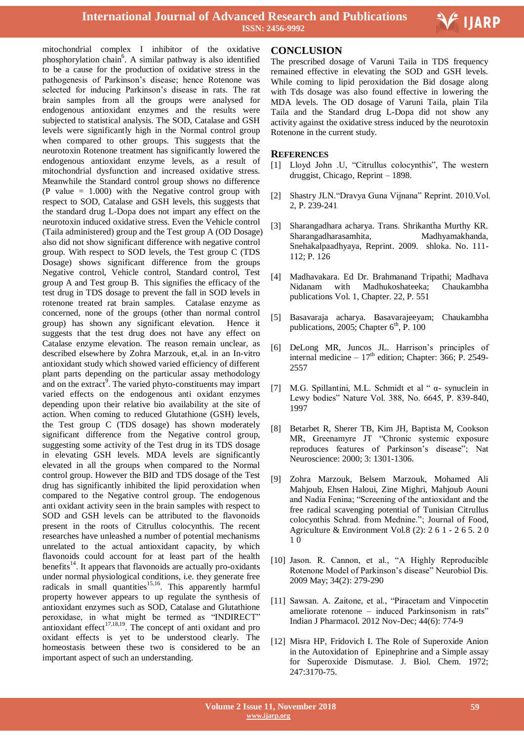mitochondrial complex I inhibitor of the oxidative phosphorylation chain[6]. A similar pathway is also identified to be a cause for the production of oxidative stress in the pathogenesis of Parkinson's disease; hence Rotenone was selected for inducing Parkinson's disease in rats. The rat brain samples from all the groups were analysed for endogenous antioxidant enzymes and the results were subjected to statistical analysis. The SOD, Catalase and GSH levels were significantly high in the Normal control group when compared to other groups. This suggests that the neurotoxin Rotenone treatment has significantly lowered the endogenous antioxidant enzyme levels, as a result of mitochondrial dysfunction and increased oxidative stress. Meanwhile the Standard control group shows no difference (P value = 1.000) with the Negative control group with respect to SOD, Catalase and GSH levels, this suggests that the standard drug L-Dopa does not impart any effect on the neurotoxin induced oxidative stress. Even the Vehicle control (Taila administered) group and the Test group A (OD Dosage) also did not show significant difference with negative control group. With respect to SOD levels, the Test group C (TDS Dosage) shows significant difference from the groups Negative control, Vehicle control, Standard control, Test group A and Test group B. This signifies the efficacy of the test drug in TDS dosage to prevent the fall in SOD levels in rotenone treated rat brain samples. Catalase enzyme as concerned, none of the groups (other than normal control group) has shown any significant elevation. Hence it suggests that the test drug does not have any effect on Catalase enzyme elevation. The reason remain unclear, as described elsewhere by Zohra Marzouk, et,al. in an In-vitro antioxidant study which showed varied efficiency of different plant parts depending on the particular assay methodology and on the extract[9]. The varied phyto-constituents may impart varied effects on the endogenous anti oxidant enzymes depending upon their relative bio availability at the site of action. When coming to reduced Glutathione (GSH) levels, the Test group C (TDS dosage) has shown moderately significant difference from the Negative control group, suggesting some activity of the Test drug in its TDS dosage in elevating GSH levels. MDA levels are significantly elevated in all the groups when compared to the Normal control group. However the BID and TDS dosage of the Test drug has significantly inhibited the lipid peroxidation when compared to the Negative control group. The endogenous anti oxidant activity seen in the brain samples with respect to SOD and GSH levels can be attributed to the flavonoids present in the roots of Citrullus colocynthis. The recent researches have unleashed a number of potential mechanisms unrelated to the actual antioxidant capacity, by which flavonoids could account for at least part of the health benefits[14]. It appears that flavonoids are actually pro-oxidants under normal physiological conditions, i.e. they generate free radicals in small quantities[15,16]. This apparently harmful property however appears to up regulate the synthesis of antioxidant enzymes such as SOD, Catalase and Glutathione peroxidase, in what might be termed as "INDIRECT" antioxidant effect[17,18,19]. The concept of anti oxidant and pro oxidant effects is yet to be understood clearly. The homeostasis between these two is considered to be an important aspect of such an understanding.

## CONCLUSION

The prescribed dosage of Varuni Taila in TDS frequency remained effective in elevating the SOD and GSH levels. While coming to lipid peroxidation the Bid dosage along with Tds dosage was also found effective in lowering the MDA levels. The OD dosage of Varuni Taila, plain Tila Taila and the Standard drug L-Dopa did not show any activity against the oxidative stress induced by the neurotoxin Rotenone in the current study.

## REFERENCES

[1] Lloyd John .U, "Citrullus colocynthis", The western druggist, Chicago, Reprint – 1898.

[2] Shastry JLN."Dravya Guna Vijnana" Reprint. 2010.Vol. 2, P. 239-241

[3] Sharangadhara acharya. Trans. Shrikantha Murthy KR. Sharangadharasamhita, Madhyamakhanda, Snehakalpaadhyaya, Reprint. 2009. shloka. No. 111-112; P. 126

[4] Madhavakara. Ed Dr. Brahmanand Tripathi; Madhava Nidanam with Madhukoshateeka; Chaukambha publications Vol. 1, Chapter. 22, P. 551

[5] Basavaraja acharya. Basavarajeeyam; Chaukambha publications, 2005; Chapter 6th, P. 100

[6] DeLong MR, Juncos JL. Harrison's principles of internal medicine – 17th edition; Chapter: 366; P. 2549-2557

[7] M.G. Spillantini, M.L. Schmidt et al " α- synuclein in Lewy bodies" Nature Vol. 388, No. 6645, P. 839-840, 1997

[8] Betarbet R, Sherer TB, Kim JH, Baptista M, Cookson MR, Greenamyre JT "Chronic systemic exposure reproduces features of Parkinson's disease"; Nat Neuroscience: 2000; 3: 1301-1306.

[9] Zohra Marzouk, Belsem Marzouk, Mohamed Ali Mahjoub, Ehsen Haloui, Zine Mighri, Mahjoub Aouni and Nadia Fenina; "Screening of the antioxidant and the free radical scavenging potential of Tunisian Citrullus colocynthis Schrad. from Mednine."; Journal of Food, Agriculture & Environment Vol.8 (2): 2 6 1 - 2 6 5. 2 0 1 0

[10] Jason. R. Cannon, et al., "A Highly Reproducible Rotenone Model of Parkinson's disease" Neurobiol Dis. 2009 May; 34(2): 279-290

[11] Sawsan. A. Zaitone, et al., "Piracetam and Vinpocetin ameliorate rotenone – induced Parkinsonism in rats" Indian J Pharmacol. 2012 Nov-Dec; 44(6): 774-9

[12] Misra HP, Fridovich I. The Role of Superoxide Anion in the Autoxidation of Epinephrine and a Simple assay for Superoxide Dismutase. J. Biol. Chem. 1972; 247:3170-75.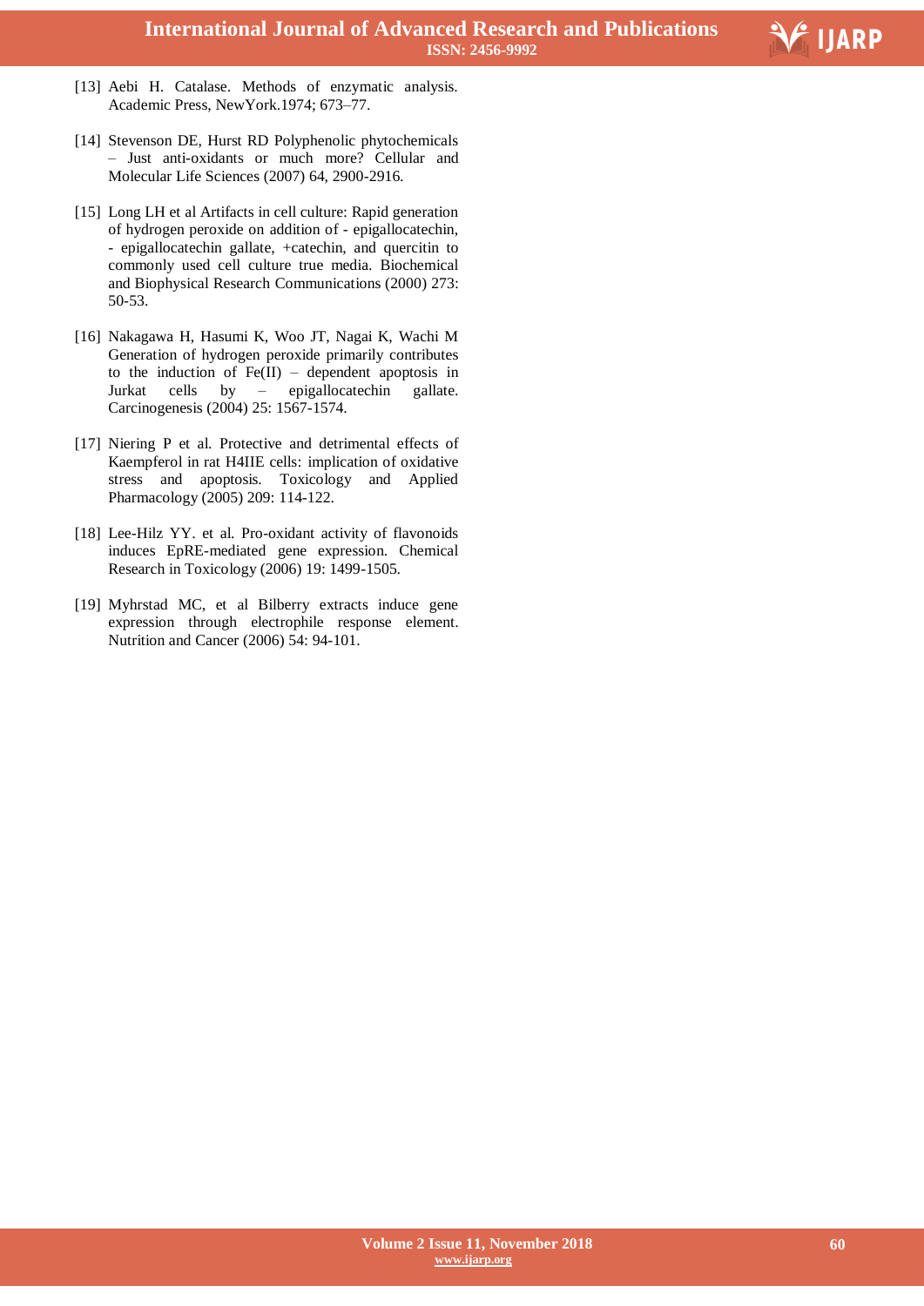[13] Aebi H. Catalase. Methods of enzymatic analysis. Academic Press, NewYork.1974; 673–77.

[14] Stevenson DE, Hurst RD Polyphenolic phytochemicals – Just anti-oxidants or much more? Cellular and Molecular Life Sciences (2007) 64, 2900-2916.

[15] Long LH et al Artifacts in cell culture: Rapid generation of hydrogen peroxide on addition of - epigallocatechin, - epigallocatechin gallate, +catechin, and quercitin to commonly used cell culture true media. Biochemical and Biophysical Research Communications (2000) 273: 50-53.

[16] Nakagawa H, Hasumi K, Woo JT, Nagai K, Wachi M Generation of hydrogen peroxide primarily contributes to the induction of Fe(II) – dependent apoptosis in Jurkat cells by – epigallocatechin gallate. Carcinogenesis (2004) 25: 1567-1574.

[17] Niering P et al. Protective and detrimental effects of Kaempferol in rat H4IIE cells: implication of oxidative stress and apoptosis. Toxicology and Applied Pharmacology (2005) 209: 114-122.

[18] Lee-Hilz YY. et al. Pro-oxidant activity of flavonoids induces EpRE-mediated gene expression. Chemical Research in Toxicology (2006) 19: 1499-1505.

[19] Myhrstad MC, et al Bilberry extracts induce gene expression through electrophile response element. Nutrition and Cancer (2006) 54: 94-101.